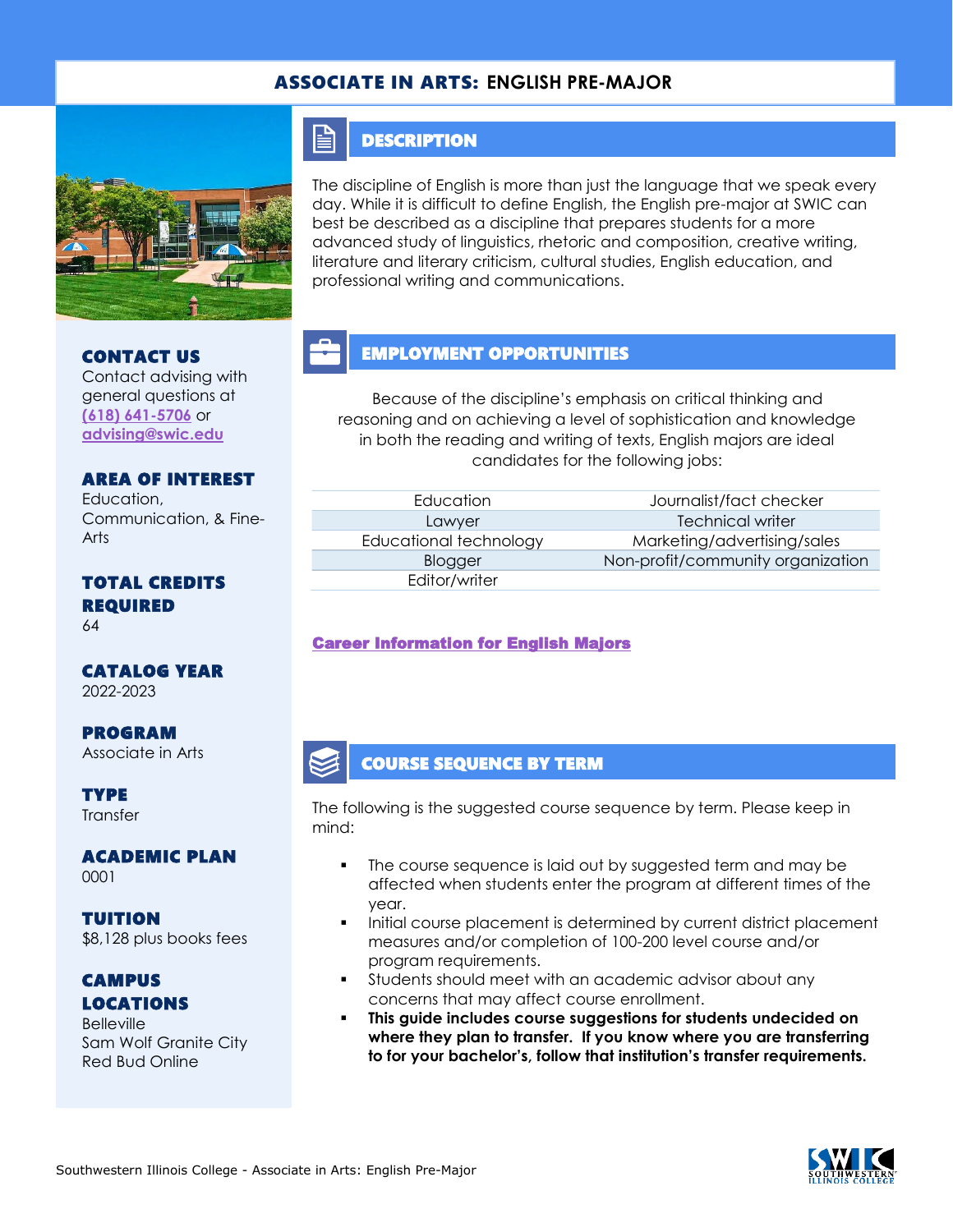# ASSOCIATE IN ARTS: ENGLISH PRE-MAJOR

## CONTACT US

Contact advising with general questions at (618) 641-5706 or advising@swic.edu

## AREA OF INTEREST

Education, Communication, & Fine-Arts

## TOTAL CREDITS REQUIRED

64

## CATALOG YEAR

2022-2023

## PROGRAM

Associate in Arts

## TYPE

Transfer

## ACADEMIC PLAN

0001

## TUITION

$8,128 plus books fees

## CAMPUS LOCATIONS

Belleville
Sam Wolf Granite City
Red Bud Online

## DESCRIPTION

The discipline of English is more than just the language that we speak every day. While it is difficult to define English, the English pre-major at SWIC can best be described as a discipline that prepares students for a more advanced study of linguistics, rhetoric and composition, creative writing, literature and literary criticism, cultural studies, English education, and professional writing and communications.

## EMPLOYMENT OPPORTUNITIES

Because of the discipline's emphasis on critical thinking and reasoning and on achieving a level of sophistication and knowledge in both the reading and writing of texts, English majors are ideal candidates for the following jobs:

| | |
|---|---|
| Education | Journalist/fact checker |
| Lawyer | Technical writer |
| Educational technology | Marketing/advertising/sales |
| Blogger | Non-profit/community organization |
| Editor/writer | |

**Career Information for English Majors**

## COURSE SEQUENCE BY TERM

The following is the suggested course sequence by term. Please keep in mind:

- The course sequence is laid out by suggested term and may be affected when students enter the program at different times of the year.
- Initial course placement is determined by current district placement measures and/or completion of 100-200 level course and/or program requirements.
- Students should meet with an academic advisor about any concerns that may affect course enrollment.
- **This guide includes course suggestions for students undecided on where they plan to transfer. If you know where you are transferring to for your bachelor's, follow that institution's transfer requirements.**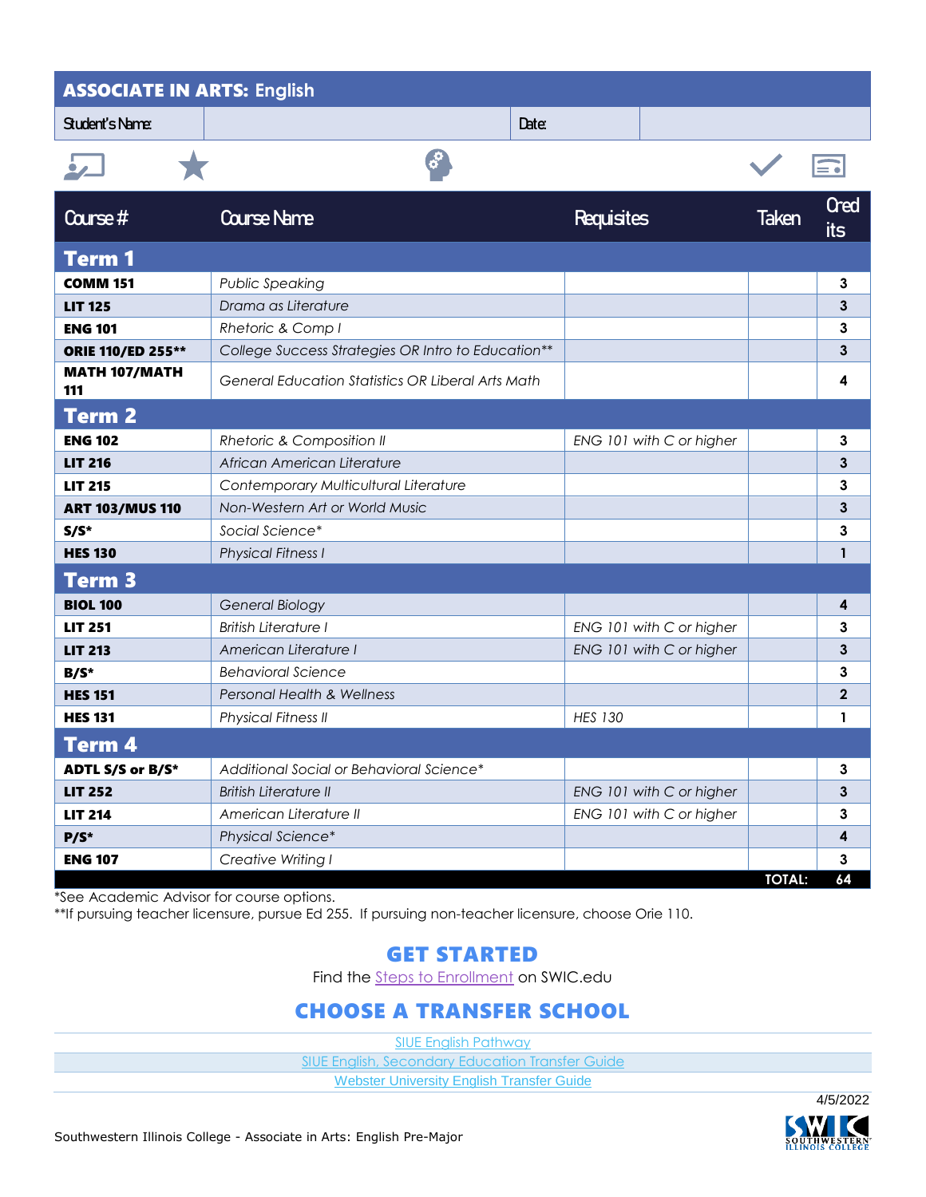# ASSOCIATE IN ARTS: English

| Student's Name: | | Date: | |
|---|---|---|---|

| Course # | Course Name | Requisites | Taken | Credits |
|---|---|---|---|---|
| **Term 1** | | | | |
| **COMM 151** | *Public Speaking* | | | 3 |
| **LIT 125** | *Drama as Literature* | | | 3 |
| **ENG 101** | *Rhetoric & Comp I* | | | 3 |
| **ORIE 110/ED 255**** | *College Success Strategies OR Intro to Education*** | | | 3 |
| **MATH 107/MATH 111** | *General Education Statistics OR Liberal Arts Math* | | | 4 |
| **Term 2** | | | | |
| **ENG 102** | *Rhetoric & Composition II* | *ENG 101 with C or higher* | | 3 |
| **LIT 216** | *African American Literature* | | | 3 |
| **LIT 215** | *Contemporary Multicultural Literature* | | | 3 |
| **ART 103/MUS 110** | *Non-Western Art or World Music* | | | 3 |
| **S/S*** | *Social Science** | | | 3 |
| **HES 130** | *Physical Fitness I* | | | 1 |
| **Term 3** | | | | |
| **BIOL 100** | *General Biology* | | | 4 |
| **LIT 251** | *British Literature I* | *ENG 101 with C or higher* | | 3 |
| **LIT 213** | *American Literature I* | *ENG 101 with C or higher* | | 3 |
| **B/S*** | *Behavioral Science* | | | 3 |
| **HES 151** | *Personal Health & Wellness* | | | 2 |
| **HES 131** | *Physical Fitness II* | *HES 130* | | 1 |
| **Term 4** | | | | |
| **ADTL S/S or B/S*** | *Additional Social or Behavioral Science** | | | 3 |
| **LIT 252** | *British Literature II* | *ENG 101 with C or higher* | | 3 |
| **LIT 214** | *American Literature II* | *ENG 101 with C or higher* | | 3 |
| **P/S*** | *Physical Science** | | | 4 |
| **ENG 107** | *Creative Writing I* | | | 3 |
| | | | **TOTAL:** | **64** |

*See Academic Advisor for course options.
**If pursuing teacher licensure, pursue Ed 255. If pursuing non-teacher licensure, choose Orie 110.

## GET STARTED

Find the Steps to Enrollment on SWIC.edu

## CHOOSE A TRANSFER SCHOOL

SIUE English Pathway

SIUE English, Secondary Education Transfer Guide

Webster University English Transfer Guide

4/5/2022

Southwestern Illinois College - Associate in Arts: English Pre-Major